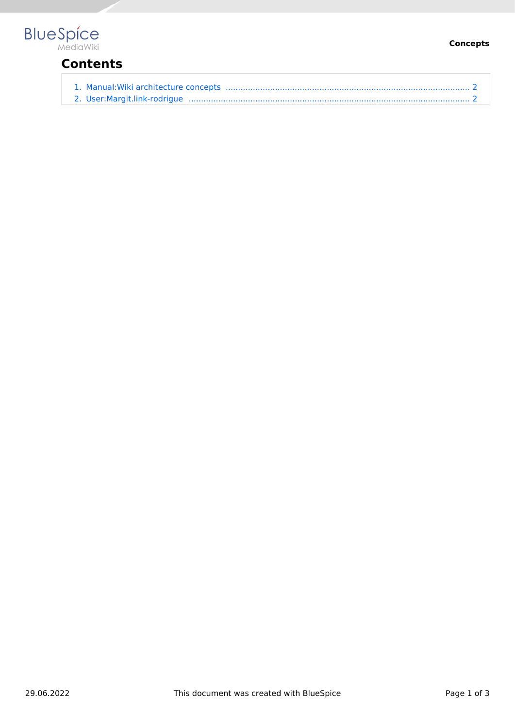# Contents

1. Manual:Wiki architecture concepts .......................................................... 2
2. User:Margit.link-rodrigue .......................................................... 2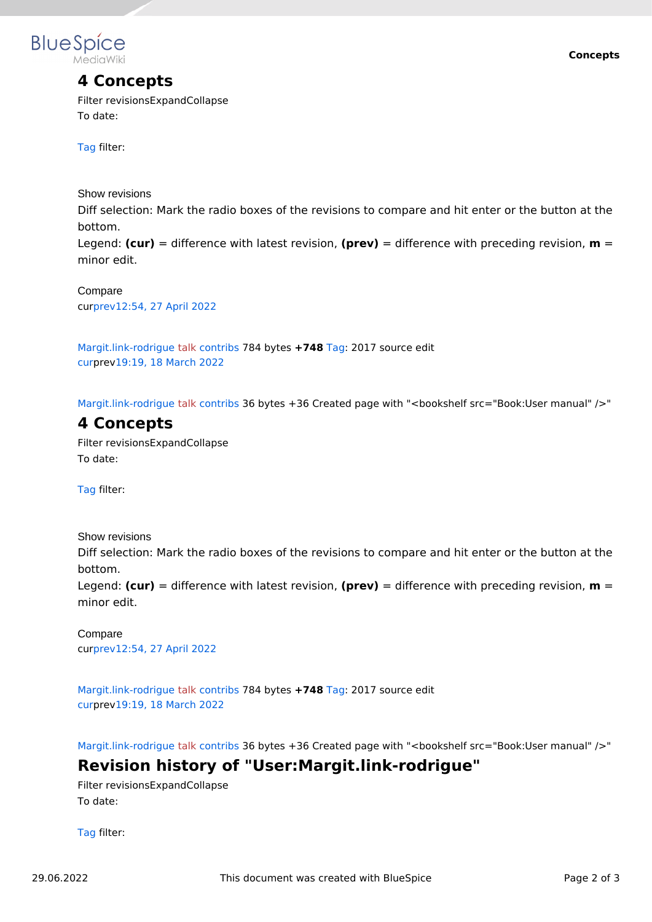# 4 Concepts

Filter revisionsExpandCollapse

To date:

Tag filter:

Show revisions

Diff selection: Mark the radio boxes of the revisions to compare and hit enter or the button at the bottom.

Legend: **(cur)** = difference with latest revision, **(prev)** = difference with preceding revision, **m** = minor edit.

Compare

curprev12:54, 27 April 2022

Margit.link-rodrigue talk contribs 784 bytes **+748** Tag: 2017 source edit

curprev19:19, 18 March 2022

Margit.link-rodrigue talk contribs 36 bytes +36 Created page with "<bookshelf src="Book:User manual" />"

# 4 Concepts

Filter revisionsExpandCollapse

To date:

Tag filter:

Show revisions

Diff selection: Mark the radio boxes of the revisions to compare and hit enter or the button at the bottom.

Legend: **(cur)** = difference with latest revision, **(prev)** = difference with preceding revision, **m** = minor edit.

Compare

curprev12:54, 27 April 2022

Margit.link-rodrigue talk contribs 784 bytes **+748** Tag: 2017 source edit

curprev19:19, 18 March 2022

Margit.link-rodrigue talk contribs 36 bytes +36 Created page with "<bookshelf src="Book:User manual" />"

# Revision history of "User:Margit.link-rodrigue"

Filter revisionsExpandCollapse

To date:

Tag filter: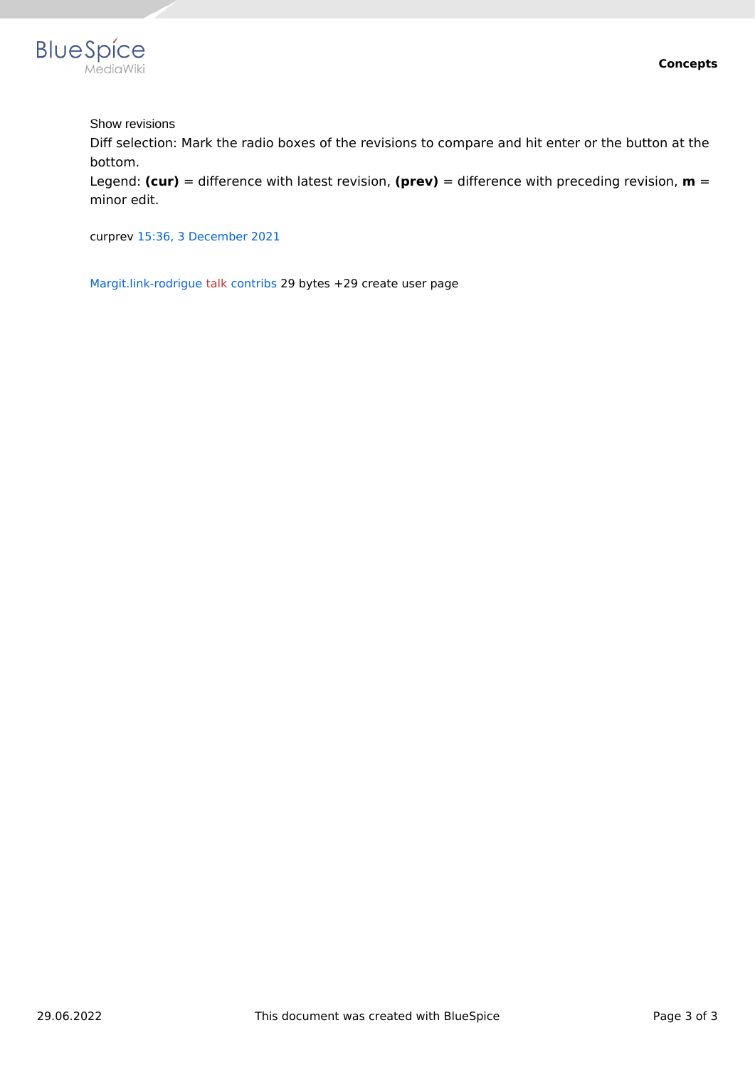Show revisions

Diff selection: Mark the radio boxes of the revisions to compare and hit enter or the button at the bottom.

Legend: **(cur)** = difference with latest revision, **(prev)** = difference with preceding revision, **m** = minor edit.

curprev 15:36, 3 December 2021

Margit.link-rodrigue talk contribs 29 bytes +29 create user page